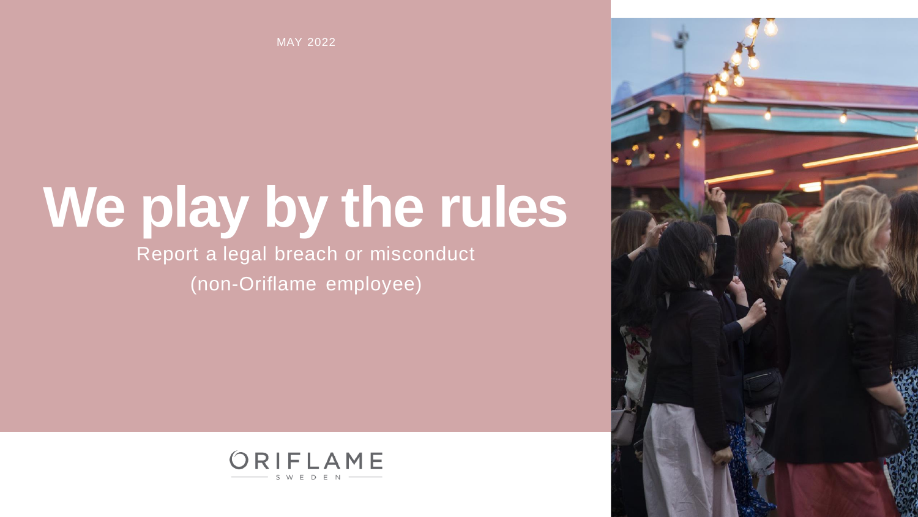MAY 2022

# We play by the rules

Report a legal breach or misconduct
(non-Oriflame employee)

ORIFLAME
SWEDEN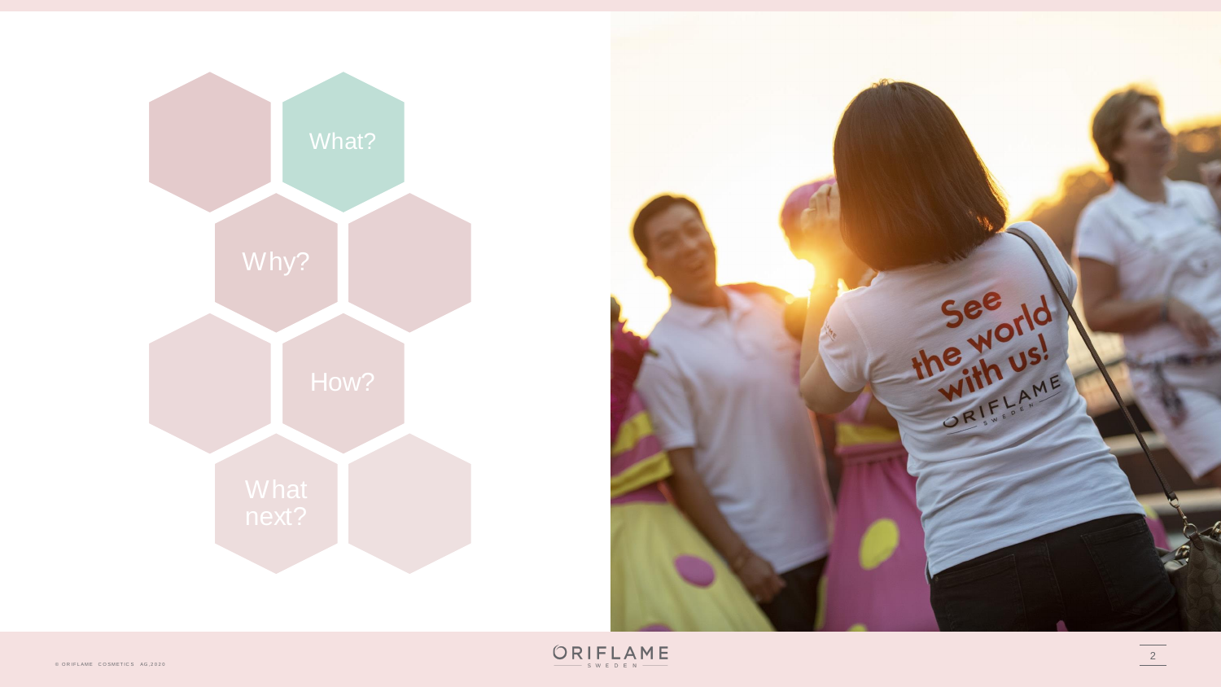What?

Why?

How?

What next?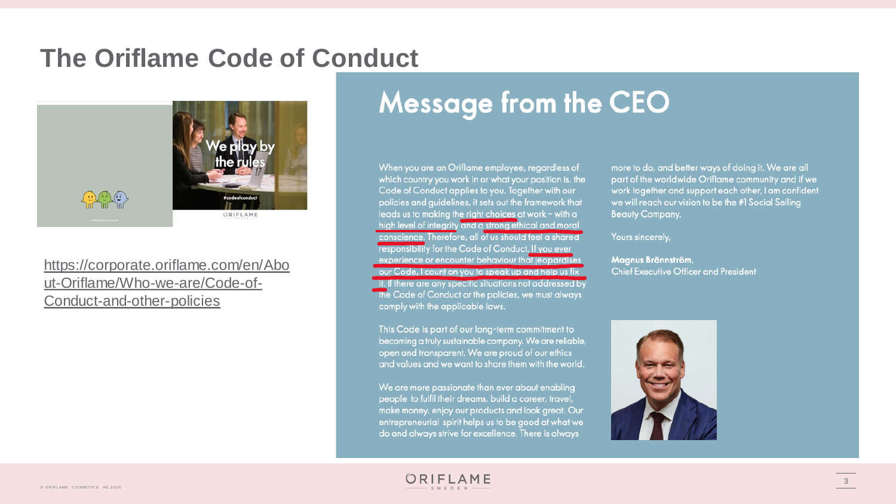# The Oriflame Code of Conduct

https://corporate.oriflame.com/en/About-Oriflame/Who-we-are/Code-of-Conduct-and-other-policies

## Message from the CEO

When you are an Oriflame employee, regardless of which country you work in or what your position is, the Code of Conduct applies to you. Together with our policies and guidelines, it sets out the framework that leads us to making the right choices at work – with a high level of integrity and a strong ethical and moral conscience. Therefore, all of us should feel a shared responsibility for the Code of Conduct. If you ever experience or encounter behaviour that jeopardises our Code, I count on you to speak up and help us fix it. If there are any specific situations not addressed by the Code of Conduct or the policies, we must always comply with the applicable laws.

This Code is part of our long-term commitment to becoming a truly sustainable company. We are reliable, open and transparent. We are proud of our ethics and values and we want to share them with the world.

We are more passionate than ever about enabling people to fulfil their dreams, build a career, travel, make money, enjoy our products and look great. Our entrepreneurial spirit helps us to be good at what we do and always strive for excellence. There is always more to do, and better ways of doing it. We are all part of the worldwide Oriflame community and if we work together and support each other, I am confident we will reach our vision to be the #1 Social Selling Beauty Company.

Yours sincerely,

**Magnus Brännström,**
Chief Executive Officer and President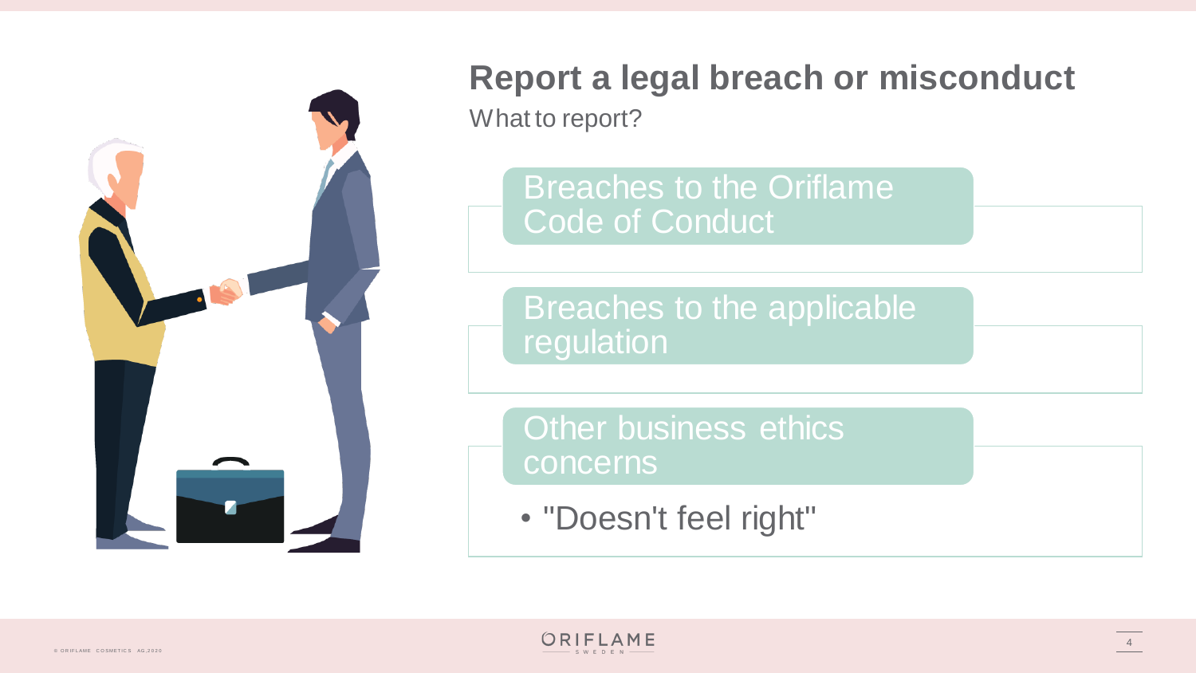# Report a legal breach or misconduct

What to report?

## Breaches to the Oriflame Code of Conduct

## Breaches to the applicable regulation

## Other business ethics concerns

- "Doesn't feel right"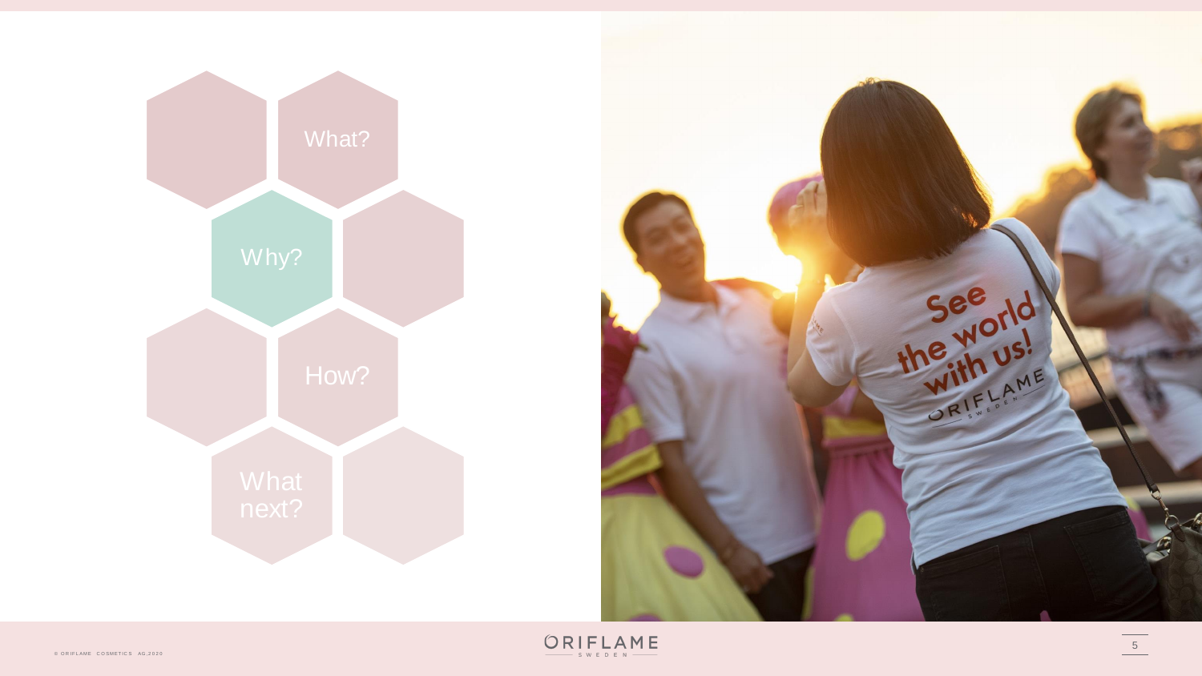What?

Why?

How?

What next?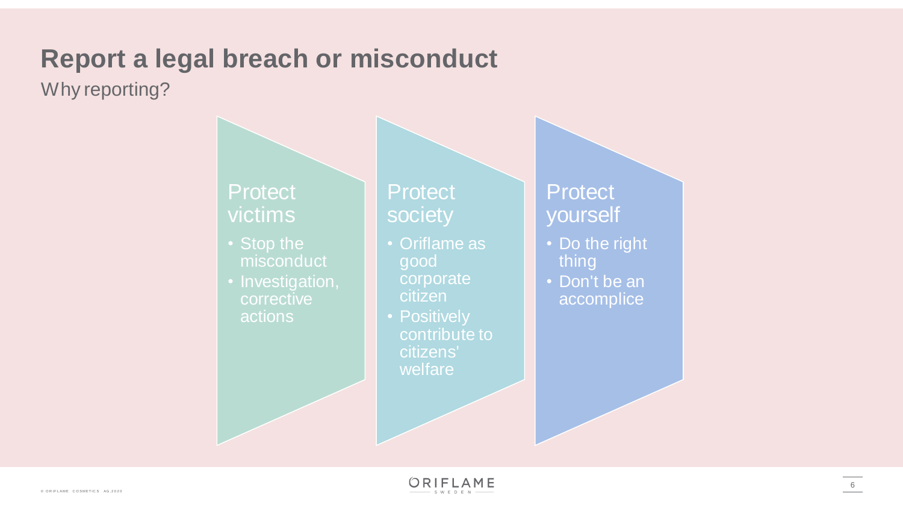# Report a legal breach or misconduct

Why reporting?

### Protect victims

- Stop the misconduct
- Investigation, corrective actions

### Protect society

- Oriflame as good corporate citizen
- Positively contribute to citizens' welfare

### Protect yourself

- Do the right thing
- Don't be an accomplice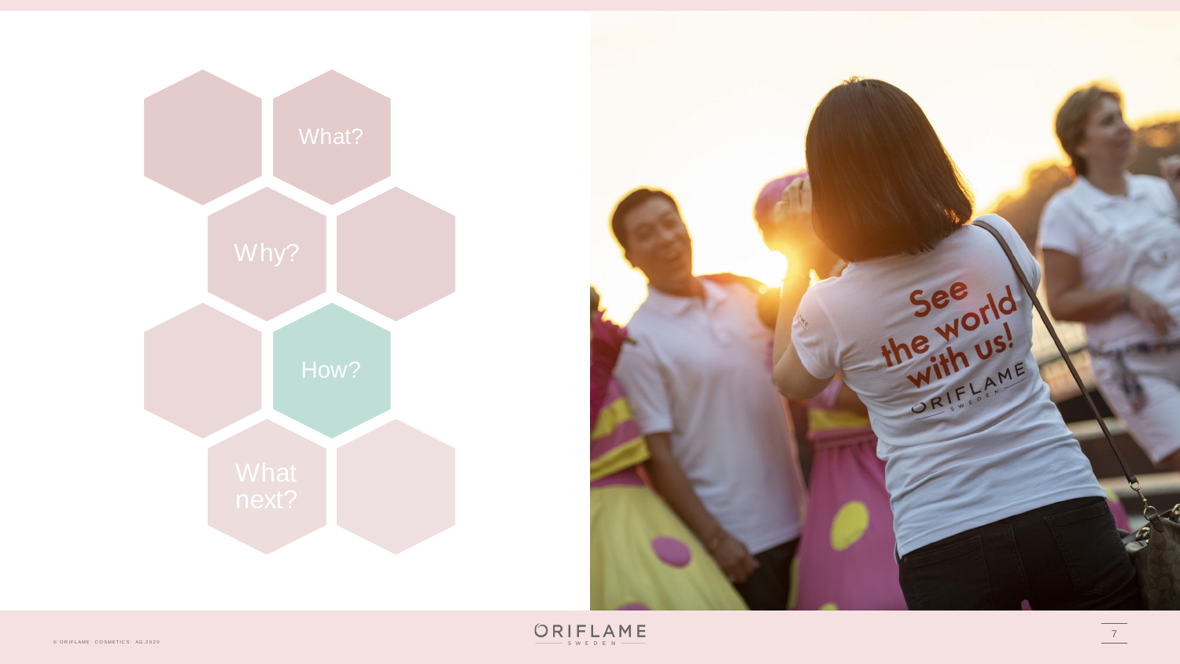What?

Why?

How?

What next?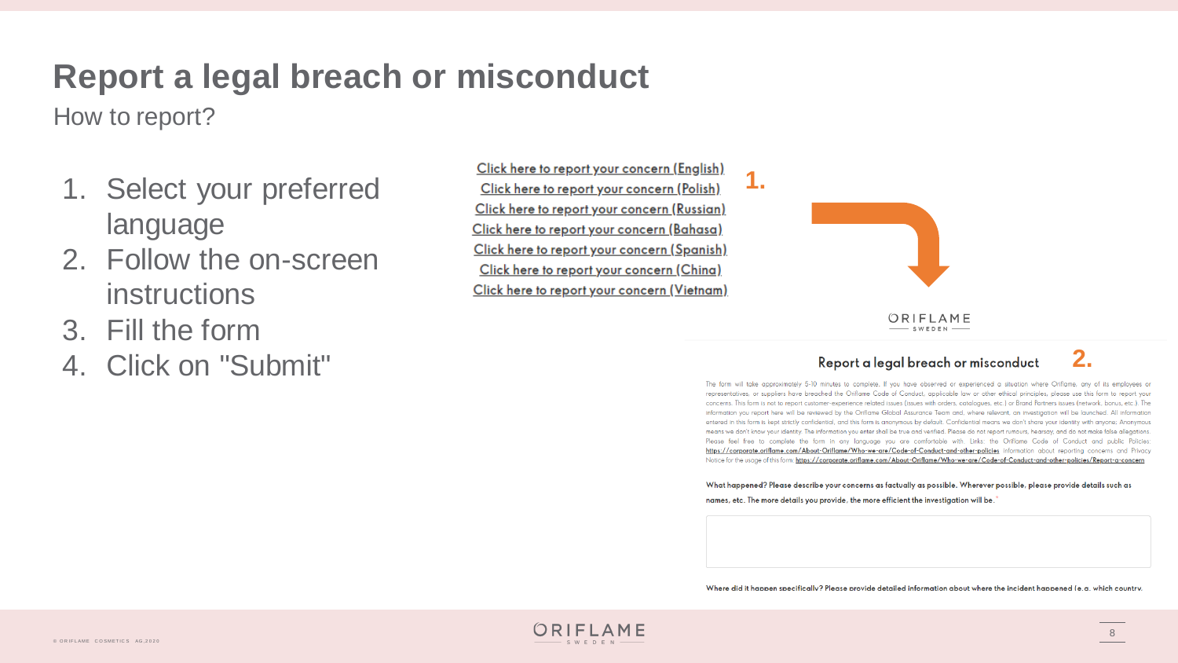# Report a legal breach or misconduct

## How to report?

1. Select your preferred language
2. Follow the on-screen instructions
3. Fill the form
4. Click on "Submit"

**1.**

Click here to report your concern (English)
Click here to report your concern (Polish)
Click here to report your concern (Russian)
Click here to report your concern (Bahasa)
Click here to report your concern (Spanish)
Click here to report your concern (China)
Click here to report your concern (Vietnam)

ORIFLAME SWEDEN

**2.**

### Report a legal breach or misconduct

The form will take approximately 5-10 minutes to complete. If you have observed or experienced a situation where Oriflame, any of its employees or representatives, or suppliers have breached the Oriflame Code of Conduct, applicable law or other ethical principles, please use this form to report your concerns. This form is not to report customer-experience related issues (issues with orders, catalogues, etc.) or Brand Partners issues (network, bonus, etc.). The information you report here will be reviewed by the Oriflame Global Assurance Team and, where relevant, an investigation will be launched. All information entered in this form is kept strictly confidential, and this form is anonymous by default. Confidential means we don't share your identity with anyone; Anonymous means we don't know your identity. The information you enter shall be true and verified. Please do not report rumours, hearsay, and do not make false allegations. Please feel free to complete the form in any language you are comfortable with. Links: the Oriflame Code of Conduct and public Policies: https://corporate.oriflame.com/About-Oriflame/Who-we-are/Code-of-Conduct-and-other-policies Information about reporting concerns and Privacy Notice for the usage of this form: https://corporate.oriflame.com/About-Oriflame/Who-we-are/Code-of-Conduct-and-other-policies/Report-a-concern

What happened? Please describe your concerns as factually as possible. Wherever possible, please provide details such as names, etc. The more details you provide, the more efficient the investigation will be.

Where did it happen specifically? Please provide detailed information about where the incident happened (e.g. which country,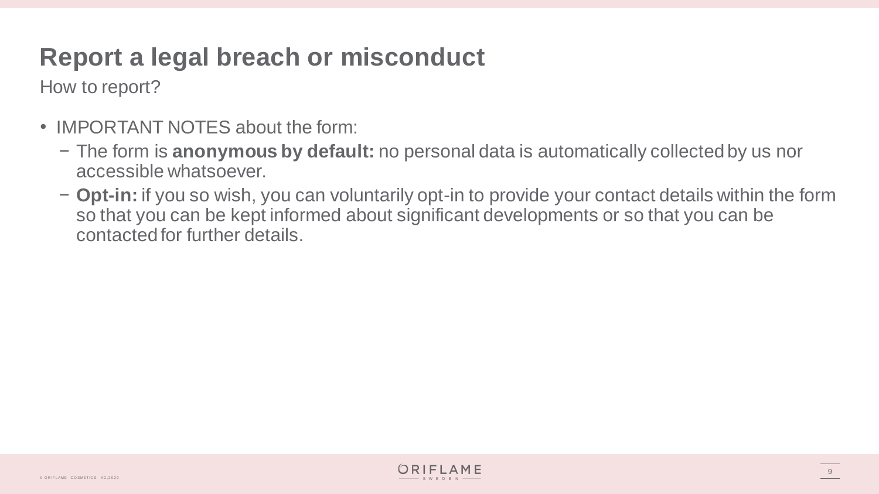# Report a legal breach or misconduct

How to report?

- IMPORTANT NOTES about the form:
  - The form is **anonymous by default:** no personal data is automatically collected by us nor accessible whatsoever.
  - **Opt-in:** if you so wish, you can voluntarily opt-in to provide your contact details within the form so that you can be kept informed about significant developments or so that you can be contacted for further details.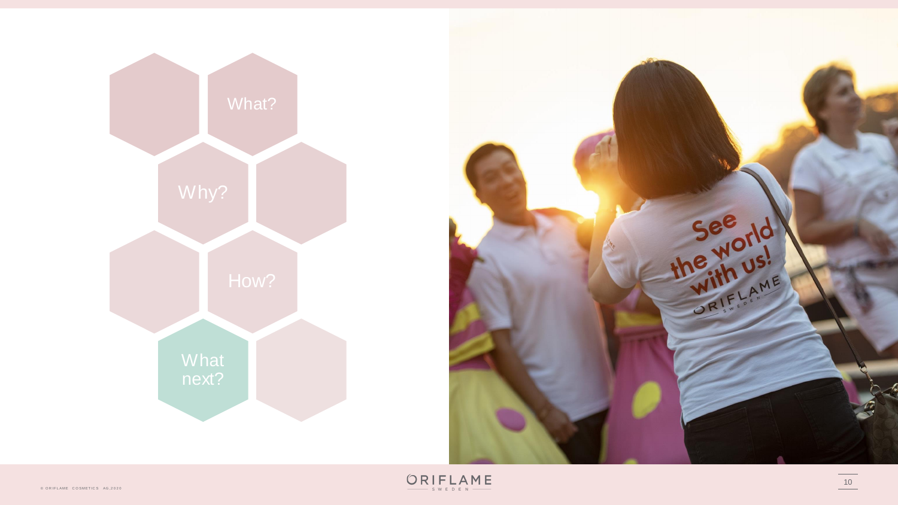What?

Why?

How?

What next?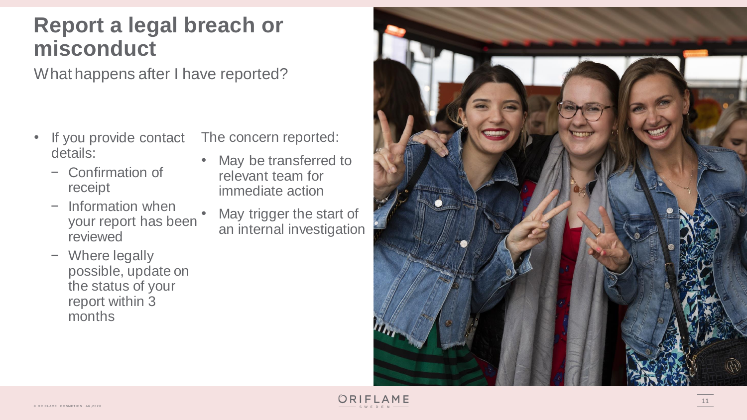# Report a legal breach or misconduct

What happens after I have reported?

- If you provide contact details:
  - Confirmation of receipt
  - Information when your report has been reviewed
  - Where legally possible, update on the status of your report within 3 months

The concern reported:

- May be transferred to relevant team for immediate action
- May trigger the start of an internal investigation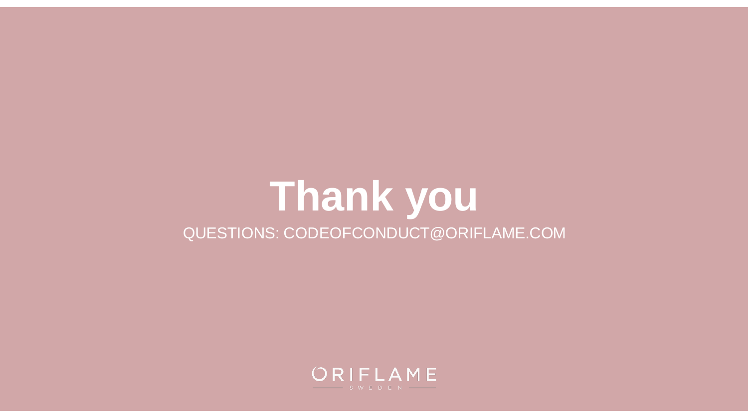# Thank you

QUESTIONS: CODEOFCONDUCT@ORIFLAME.COM

ORIFLAME
SWEDEN